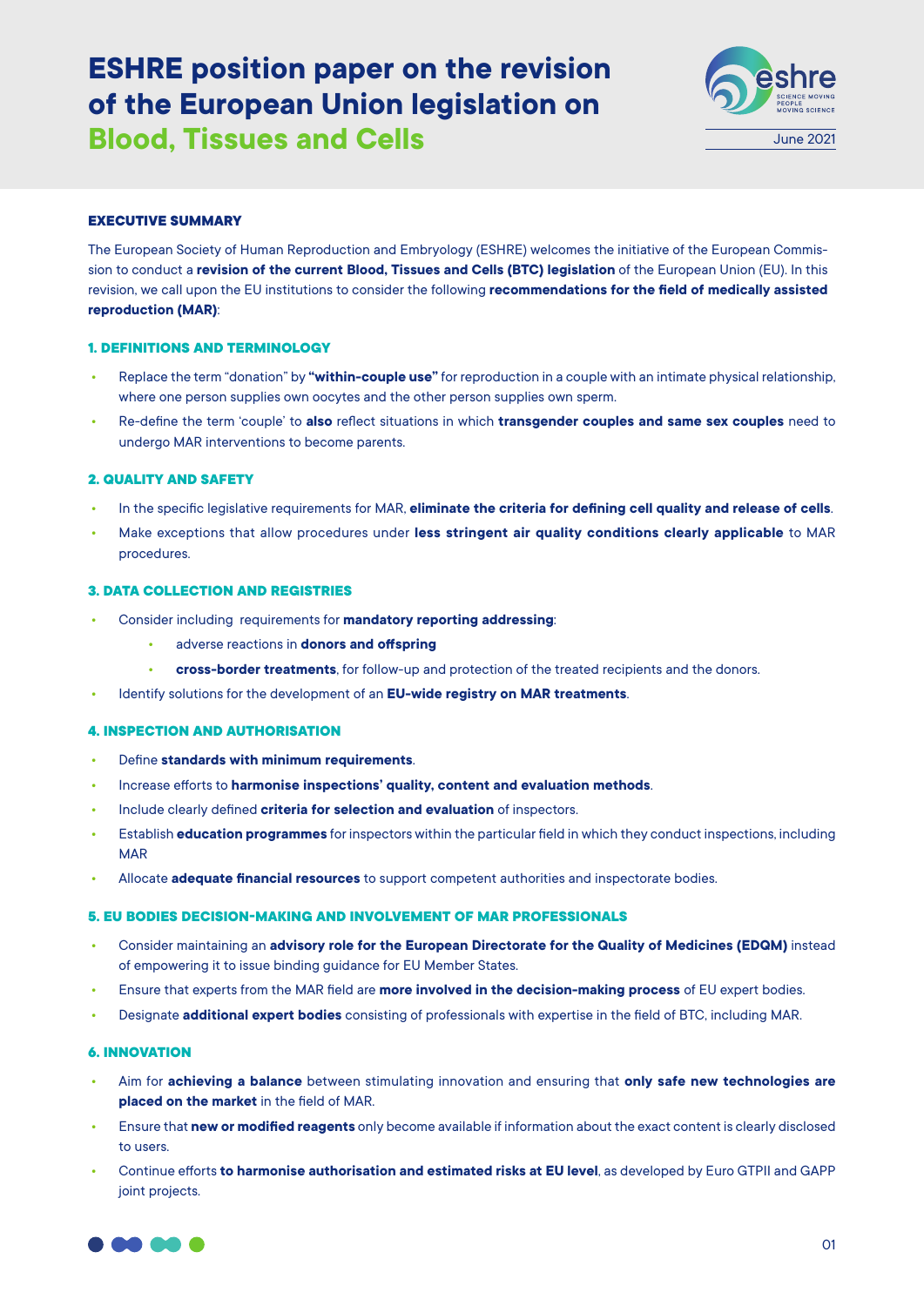# ESHRE position paper on the revision of the European Union legislation on Blood, Tissues and Cells

June 2021

## EXECUTIVE SUMMARY

The European Society of Human Reproduction and Embryology (ESHRE) welcomes the initiative of the European Commission to conduct a **revision of the current Blood, Tissues and Cells (BTC) legislation** of the European Union (EU). In this revision, we call upon the EU institutions to consider the following **recommendations for the field of medically assisted reproduction (MAR)**:

### 1. DEFINITIONS AND TERMINOLOGY

- Replace the term "donation" by **"within-couple use"** for reproduction in a couple with an intimate physical relationship, where one person supplies own oocytes and the other person supplies own sperm.
- Re-define the term 'couple' to **also** reflect situations in which **transgender couples and same sex couples** need to undergo MAR interventions to become parents.

### 2. QUALITY AND SAFETY

- In the specific legislative requirements for MAR, **eliminate the criteria for defining cell quality and release of cells**.
- Make exceptions that allow procedures under **less stringent air quality conditions clearly applicable** to MAR procedures.

### 3. DATA COLLECTION AND REGISTRIES

- Consider including requirements for **mandatory reporting addressing**:
  - adverse reactions in **donors and offspring**
  - **cross-border treatments**, for follow-up and protection of the treated recipients and the donors.
- Identify solutions for the development of an **EU-wide registry on MAR treatments**.

### 4. INSPECTION AND AUTHORISATION

- Define **standards with minimum requirements**.
- Increase efforts to **harmonise inspections' quality, content and evaluation methods**.
- Include clearly defined **criteria for selection and evaluation** of inspectors.
- Establish **education programmes** for inspectors within the particular field in which they conduct inspections, including MAR
- Allocate **adequate financial resources** to support competent authorities and inspectorate bodies.

### 5. EU BODIES DECISION-MAKING AND INVOLVEMENT OF MAR PROFESSIONALS

- Consider maintaining an **advisory role for the European Directorate for the Quality of Medicines (EDQM)** instead of empowering it to issue binding guidance for EU Member States.
- Ensure that experts from the MAR field are **more involved in the decision-making process** of EU expert bodies.
- Designate **additional expert bodies** consisting of professionals with expertise in the field of BTC, including MAR.

### 6. INNOVATION

- Aim for **achieving a balance** between stimulating innovation and ensuring that **only safe new technologies are placed on the market** in the field of MAR.
- Ensure that **new or modified reagents** only become available if information about the exact content is clearly disclosed to users.
- Continue efforts **to harmonise authorisation and estimated risks at EU level**, as developed by Euro GTPII and GAPP joint projects.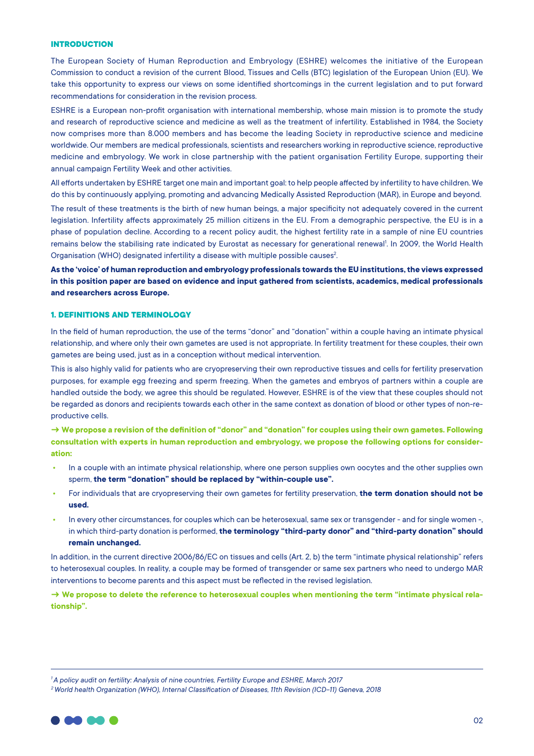## INTRODUCTION

The European Society of Human Reproduction and Embryology (ESHRE) welcomes the initiative of the European Commission to conduct a revision of the current Blood, Tissues and Cells (BTC) legislation of the European Union (EU). We take this opportunity to express our views on some identified shortcomings in the current legislation and to put forward recommendations for consideration in the revision process.

ESHRE is a European non-profit organisation with international membership, whose main mission is to promote the study and research of reproductive science and medicine as well as the treatment of infertility. Established in 1984, the Society now comprises more than 8.000 members and has become the leading Society in reproductive science and medicine worldwide. Our members are medical professionals, scientists and researchers working in reproductive science, reproductive medicine and embryology. We work in close partnership with the patient organisation Fertility Europe, supporting their annual campaign Fertility Week and other activities.

All efforts undertaken by ESHRE target one main and important goal: to help people affected by infertility to have children. We do this by continuously applying, promoting and advancing Medically Assisted Reproduction (MAR), in Europe and beyond.

The result of these treatments is the birth of new human beings, a major specificity not adequately covered in the current legislation. Infertility affects approximately 25 million citizens in the EU. From a demographic perspective, the EU is in a phase of population decline. According to a recent policy audit, the highest fertility rate in a sample of nine EU countries remains below the stabilising rate indicated by Eurostat as necessary for generational renewal[1]. In 2009, the World Health Organisation (WHO) designated infertility a disease with multiple possible causes[2].

**As the 'voice' of human reproduction and embryology professionals towards the EU institutions, the views expressed in this position paper are based on evidence and input gathered from scientists, academics, medical professionals and researchers across Europe.**

## 1. DEFINITIONS AND TERMINOLOGY

In the field of human reproduction, the use of the terms "donor" and "donation" within a couple having an intimate physical relationship, and where only their own gametes are used is not appropriate. In fertility treatment for these couples, their own gametes are being used, just as in a conception without medical intervention.

This is also highly valid for patients who are cryopreserving their own reproductive tissues and cells for fertility preservation purposes, for example egg freezing and sperm freezing. When the gametes and embryos of partners within a couple are handled outside the body, we agree this should be regulated. However, ESHRE is of the view that these couples should not be regarded as donors and recipients towards each other in the same context as donation of blood or other types of non-reproductive cells.

**→ We propose a revision of the definition of "donor" and "donation" for couples using their own gametes. Following consultation with experts in human reproduction and embryology, we propose the following options for consideration:**

- In a couple with an intimate physical relationship, where one person supplies own oocytes and the other supplies own sperm, **the term "donation" should be replaced by "within-couple use".**
- For individuals that are cryopreserving their own gametes for fertility preservation, **the term donation should not be used.**
- In every other circumstances, for couples which can be heterosexual, same sex or transgender - and for single women -, in which third-party donation is performed, **the terminology "third-party donor" and "third-party donation" should remain unchanged.**

In addition, in the current directive 2006/86/EC on tissues and cells (Art. 2, b) the term "intimate physical relationship" refers to heterosexual couples. In reality, a couple may be formed of transgender or same sex partners who need to undergo MAR interventions to become parents and this aspect must be reflected in the revised legislation.

**→ We propose to delete the reference to heterosexual couples when mentioning the term "intimate physical relationship".**

---

[1] *A policy audit on fertility: Analysis of nine countries, Fertility Europe and ESHRE, March 2017*

[2] *World health Organization (WHO), Internal Classification of Diseases, 11th Revision (ICD-11) Geneva, 2018*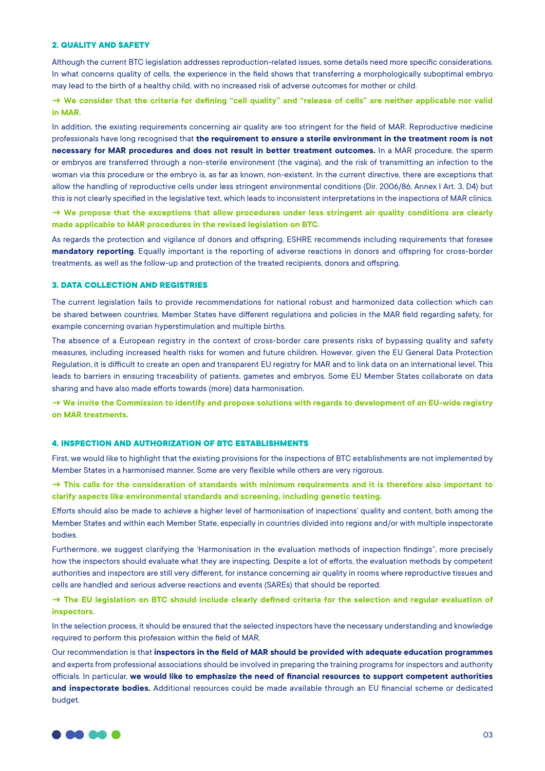## 2. QUALITY AND SAFETY

Although the current BTC legislation addresses reproduction-related issues, some details need more specific considerations. In what concerns quality of cells, the experience in the field shows that transferring a morphologically suboptimal embryo may lead to the birth of a healthy child, with no increased risk of adverse outcomes for mother or child.

**→ We consider that the criteria for defining "cell quality" and "release of cells" are neither applicable nor valid in MAR.**

In addition, the existing requirements concerning air quality are too stringent for the field of MAR. Reproductive medicine professionals have long recognised that **the requirement to ensure a sterile environment in the treatment room is not necessary for MAR procedures and does not result in better treatment outcomes.** In a MAR procedure, the sperm or embryos are transferred through a non-sterile environment (the vagina), and the risk of transmitting an infection to the woman via this procedure or the embryo is, as far as known, non-existent. In the current directive, there are exceptions that allow the handling of reproductive cells under less stringent environmental conditions (Dir. 2006/86, Annex I Art. 3, D4) but this is not clearly specified in the legislative text, which leads to inconsistent interpretations in the inspections of MAR clinics.

**→ We propose that the exceptions that allow procedures under less stringent air quality conditions are clearly made applicable to MAR procedures in the revised legislation on BTC.**

As regards the protection and vigilance of donors and offspring, ESHRE recommends including requirements that foresee **mandatory reporting**. Equally important is the reporting of adverse reactions in donors and offspring for cross-border treatments, as well as the follow-up and protection of the treated recipients, donors and offspring.

## 3. DATA COLLECTION AND REGISTRIES

The current legislation fails to provide recommendations for national robust and harmonized data collection which can be shared between countries. Member States have different regulations and policies in the MAR field regarding safety, for example concerning ovarian hyperstimulation and multiple births.

The absence of a European registry in the context of cross-border care presents risks of bypassing quality and safety measures, including increased health risks for women and future children. However, given the EU General Data Protection Regulation, it is difficult to create an open and transparent EU registry for MAR and to link data on an international level. This leads to barriers in ensuring traceability of patients, gametes and embryos. Some EU Member States collaborate on data sharing and have also made efforts towards (more) data harmonisation.

**→ We invite the Commission to identify and propose solutions with regards to development of an EU-wide registry on MAR treatments.**

## 4. INSPECTION AND AUTHORIZATION OF BTC ESTABLISHMENTS

First, we would like to highlight that the existing provisions for the inspections of BTC establishments are not implemented by Member States in a harmonised manner. Some are very flexible while others are very rigorous.

**→ This calls for the consideration of standards with minimum requirements and it is therefore also important to clarify aspects like environmental standards and screening, including genetic testing.**

Efforts should also be made to achieve a higher level of harmonisation of inspections' quality and content, both among the Member States and within each Member State, especially in countries divided into regions and/or with multiple inspectorate bodies.

Furthermore, we suggest clarifying the 'Harmonisation in the evaluation methods of inspection findings", more precisely how the inspectors should evaluate what they are inspecting. Despite a lot of efforts, the evaluation methods by competent authorities and inspectors are still very different, for instance concerning air quality in rooms where reproductive tissues and cells are handled and serious adverse reactions and events (SAREs) that should be reported.

**→ The EU legislation on BTC should include clearly defined criteria for the selection and regular evaluation of inspectors.**

In the selection process, it should be ensured that the selected inspectors have the necessary understanding and knowledge required to perform this profession within the field of MAR.

Our recommendation is that **inspectors in the field of MAR should be provided with adequate education programmes** and experts from professional associations should be involved in preparing the training programs for inspectors and authority officials. In particular, **we would like to emphasize the need of financial resources to support competent authorities and inspectorate bodies.** Additional resources could be made available through an EU financial scheme or dedicated budget.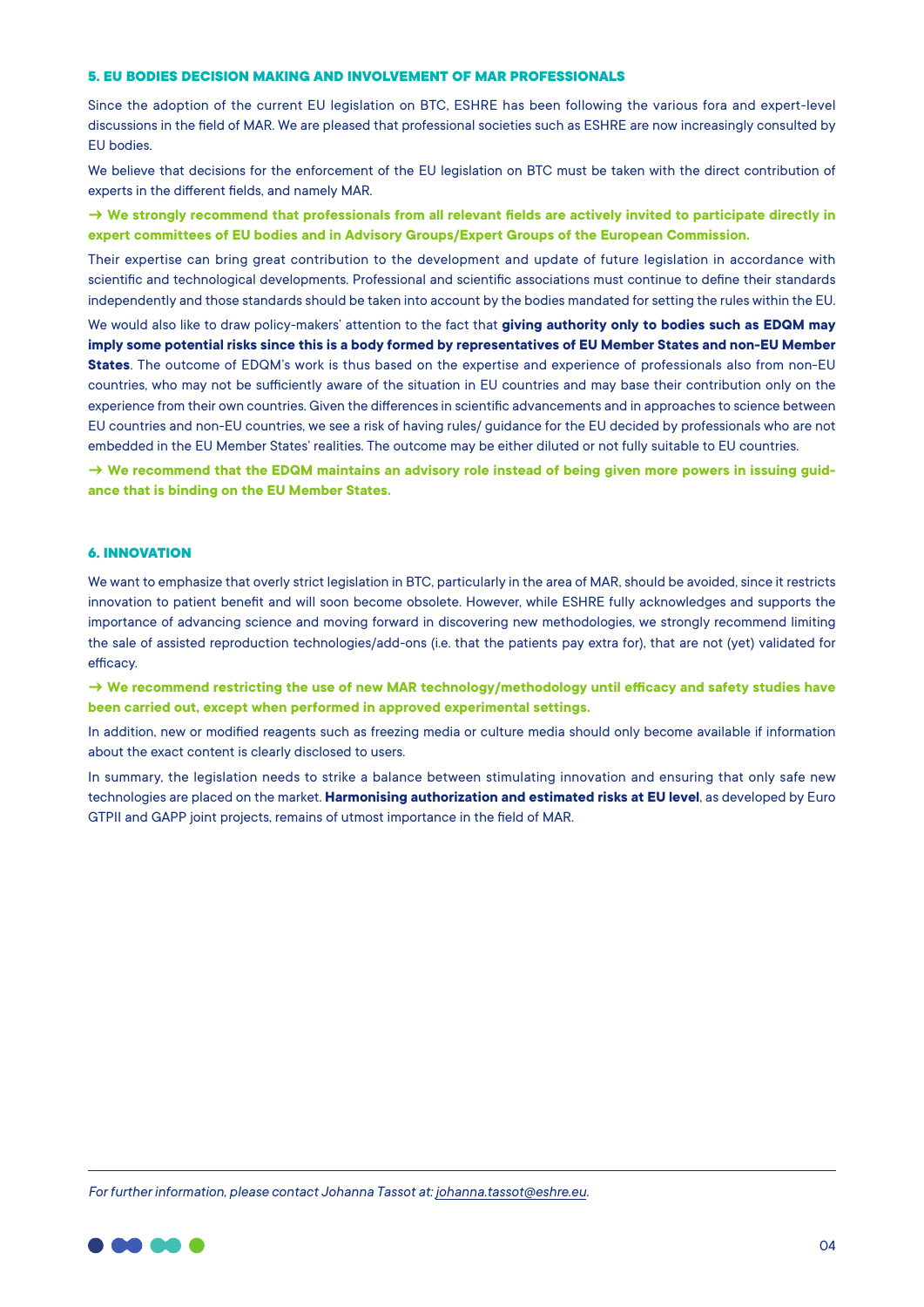## 5. EU BODIES DECISION MAKING AND INVOLVEMENT OF MAR PROFESSIONALS

Since the adoption of the current EU legislation on BTC, ESHRE has been following the various fora and expert-level discussions in the field of MAR. We are pleased that professional societies such as ESHRE are now increasingly consulted by EU bodies.

We believe that decisions for the enforcement of the EU legislation on BTC must be taken with the direct contribution of experts in the different fields, and namely MAR.

**→ We strongly recommend that professionals from all relevant fields are actively invited to participate directly in expert committees of EU bodies and in Advisory Groups/Expert Groups of the European Commission.**

Their expertise can bring great contribution to the development and update of future legislation in accordance with scientific and technological developments. Professional and scientific associations must continue to define their standards independently and those standards should be taken into account by the bodies mandated for setting the rules within the EU.

We would also like to draw policy-makers' attention to the fact that **giving authority only to bodies such as EDQM may imply some potential risks since this is a body formed by representatives of EU Member States and non-EU Member States**. The outcome of EDQM's work is thus based on the expertise and experience of professionals also from non-EU countries, who may not be sufficiently aware of the situation in EU countries and may base their contribution only on the experience from their own countries. Given the differences in scientific advancements and in approaches to science between EU countries and non-EU countries, we see a risk of having rules/ guidance for the EU decided by professionals who are not embedded in the EU Member States' realities. The outcome may be either diluted or not fully suitable to EU countries.

**→ We recommend that the EDQM maintains an advisory role instead of being given more powers in issuing guidance that is binding on the EU Member States.**

## 6. INNOVATION

We want to emphasize that overly strict legislation in BTC, particularly in the area of MAR, should be avoided, since it restricts innovation to patient benefit and will soon become obsolete. However, while ESHRE fully acknowledges and supports the importance of advancing science and moving forward in discovering new methodologies, we strongly recommend limiting the sale of assisted reproduction technologies/add-ons (i.e. that the patients pay extra for), that are not (yet) validated for efficacy.

**→ We recommend restricting the use of new MAR technology/methodology until efficacy and safety studies have been carried out, except when performed in approved experimental settings.**

In addition, new or modified reagents such as freezing media or culture media should only become available if information about the exact content is clearly disclosed to users.

In summary, the legislation needs to strike a balance between stimulating innovation and ensuring that only safe new technologies are placed on the market. **Harmonising authorization and estimated risks at EU level**, as developed by Euro GTPII and GAPP joint projects, remains of utmost importance in the field of MAR.

---

*For further information, please contact Johanna Tassot at: johanna.tassot@eshre.eu.*